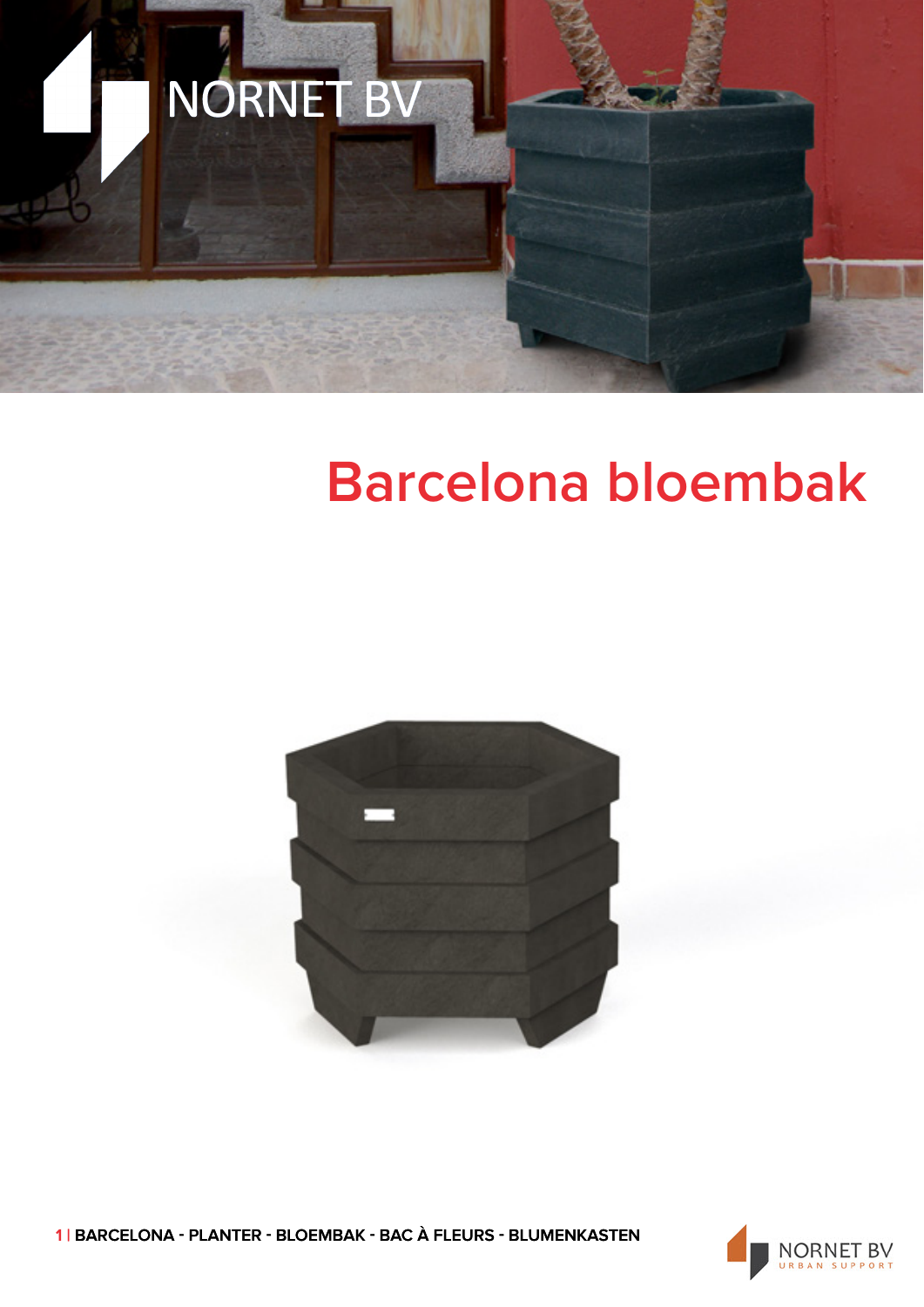NORNET BV

# Barcelona bloembak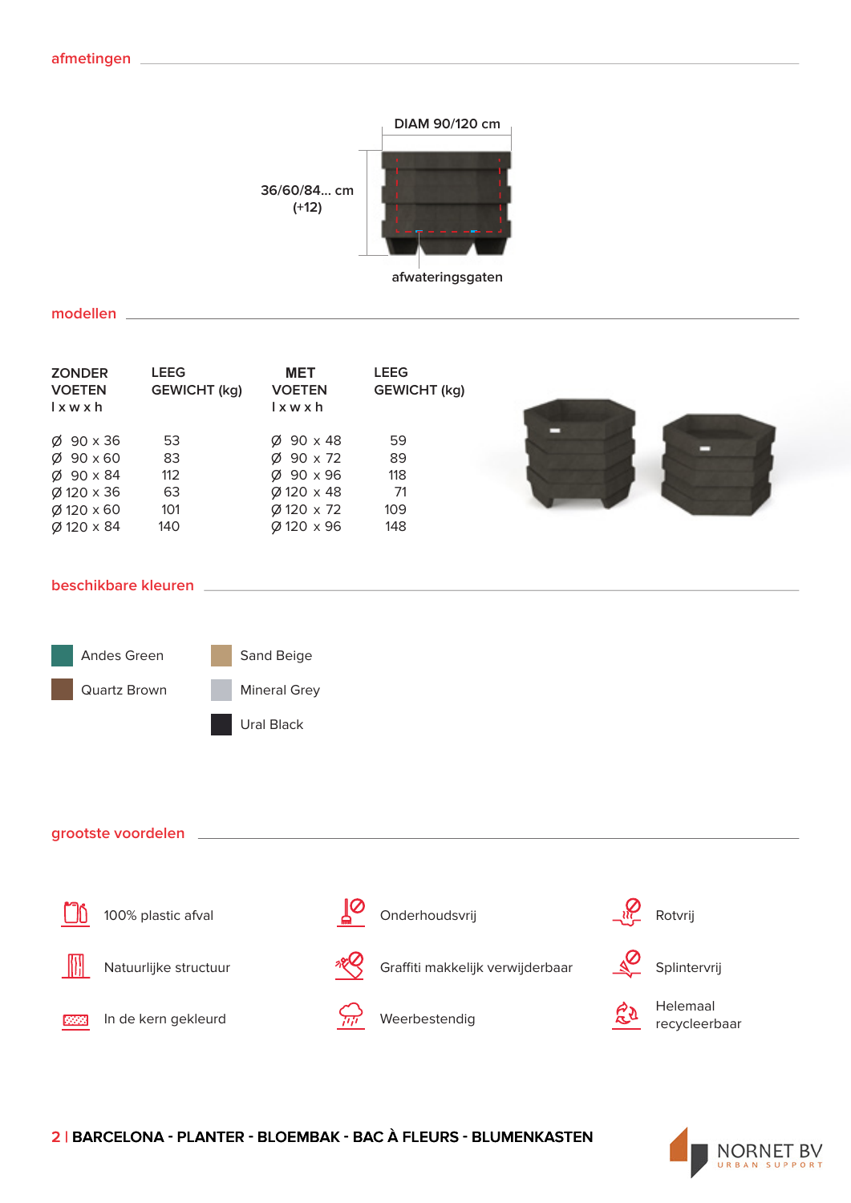## afmetingen

DIAM 90/120 cm

36/60/84... cm
(+12)

afwateringsgaten

## modellen

| ZONDER VOETEN l x w x h | LEEG GEWICHT (kg) | MET VOETEN l x w x h | LEEG GEWICHT (kg) |
|---|---|---|---|
| Ø 90 x 36 | 53 | Ø 90 x 48 | 59 |
| Ø 90 x 60 | 83 | Ø 90 x 72 | 89 |
| Ø 90 x 84 | 112 | Ø 90 x 96 | 118 |
| Ø 120 x 36 | 63 | Ø 120 x 48 | 71 |
| Ø 120 x 60 | 101 | Ø 120 x 72 | 109 |
| Ø 120 x 84 | 140 | Ø 120 x 96 | 148 |

## beschikbare kleuren

- Andes Green
- Quartz Brown
- Sand Beige
- Mineral Grey
- Ural Black

## grootste voordelen

- 100% plastic afval
- Natuurlijke structuur
- In de kern gekleurd
- Onderhoudsvrij
- Graffiti makkelijk verwijderbaar
- Weerbestendig
- Rotvrij
- Splintervrij
- Helemaal recycleerbaar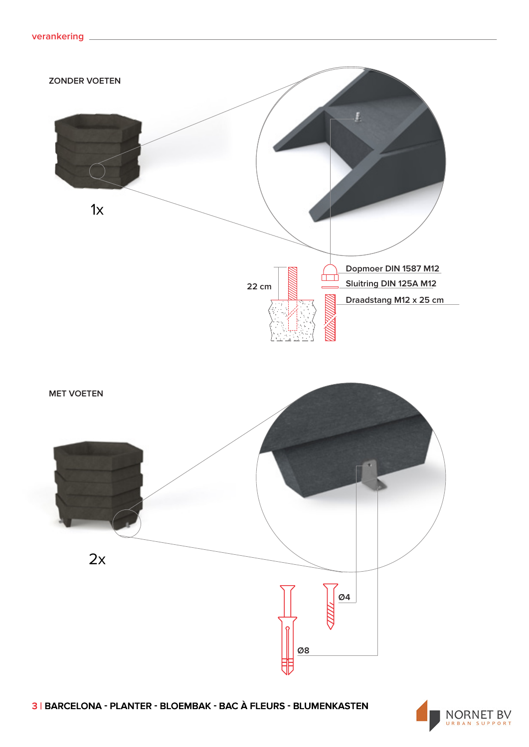verankering

## ZONDER VOETEN

1x

22 cm

Dopmoer DIN 1587 M12

Sluitring DIN 125A M12

Draadstang M12 x 25 cm

## MET VOETEN

2x

Ø4

Ø8